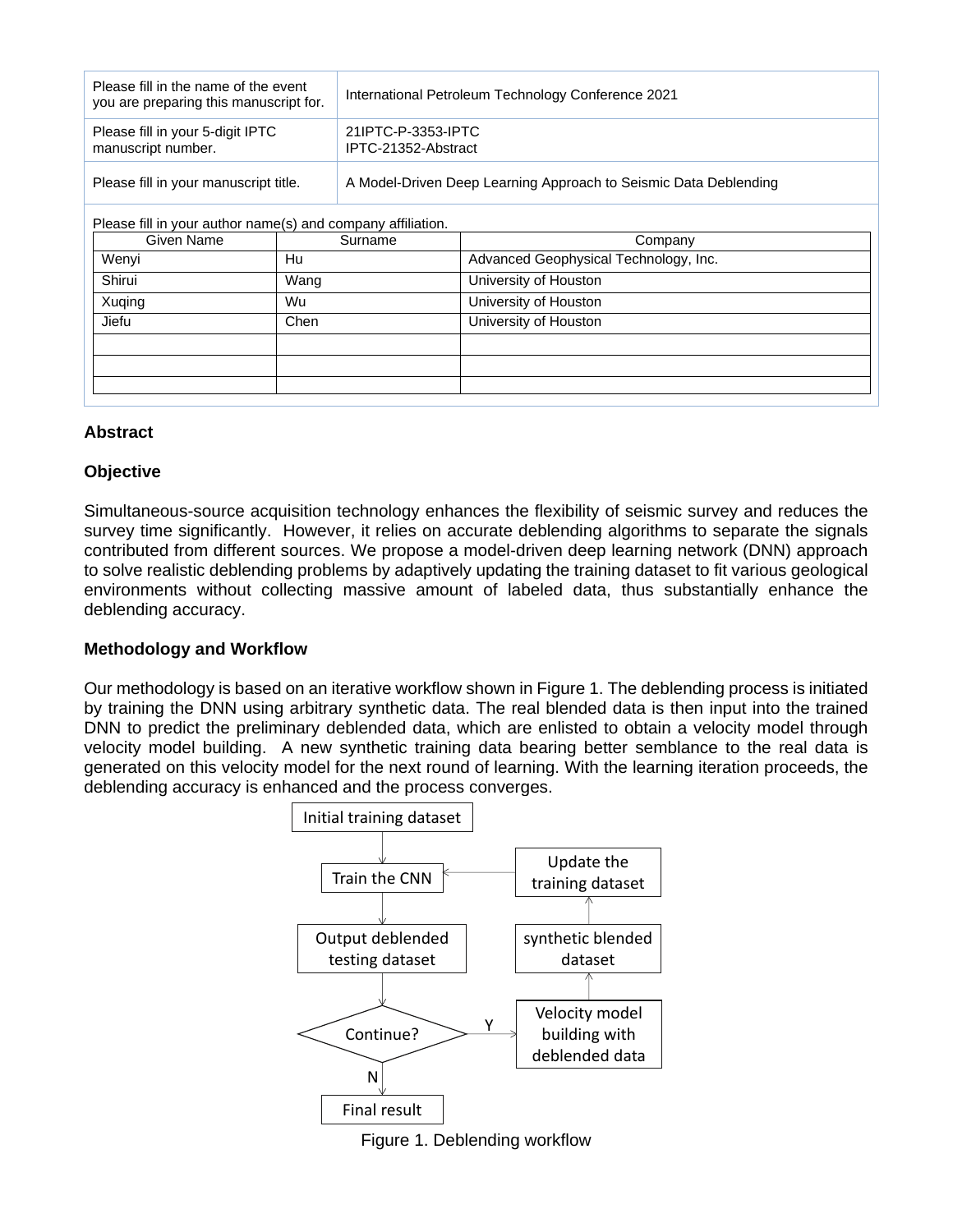| Please fill in the name of the event you are preparing this manuscript for. | International Petroleum Technology Conference 2021 |
| --- | --- |
| Please fill in your 5-digit IPTC manuscript number. | 21IPTC-P-3353-IPTC<br>IPTC-21352-Abstract |
| Please fill in your manuscript title. | A Model-Driven Deep Learning Approach to Seismic Data Deblending |

Please fill in your author name(s) and company affiliation.

| Given Name | Surname | Company |
| --- | --- | --- |
| Wenyi | Hu | Advanced Geophysical Technology, Inc. |
| Shirui | Wang | University of Houston |
| Xuqing | Wu | University of Houston |
| Jiefu | Chen | University of Houston |
| | | |
| | | |
| | | |

**Abstract**

**Objective**

Simultaneous-source acquisition technology enhances the flexibility of seismic survey and reduces the survey time significantly. However, it relies on accurate deblending algorithms to separate the signals contributed from different sources. We propose a model-driven deep learning network (DNN) approach to solve realistic deblending problems by adaptively updating the training dataset to fit various geological environments without collecting massive amount of labeled data, thus substantially enhance the deblending accuracy.

**Methodology and Workflow**

Our methodology is based on an iterative workflow shown in Figure 1. The deblending process is initiated by training the DNN using arbitrary synthetic data. The real blended data is then input into the trained DNN to predict the preliminary deblended data, which are enlisted to obtain a velocity model through velocity model building. A new synthetic training data bearing better semblance to the real data is generated on this velocity model for the next round of learning. With the learning iteration proceeds, the deblending accuracy is enhanced and the process converges.

Figure 1. Deblending workflow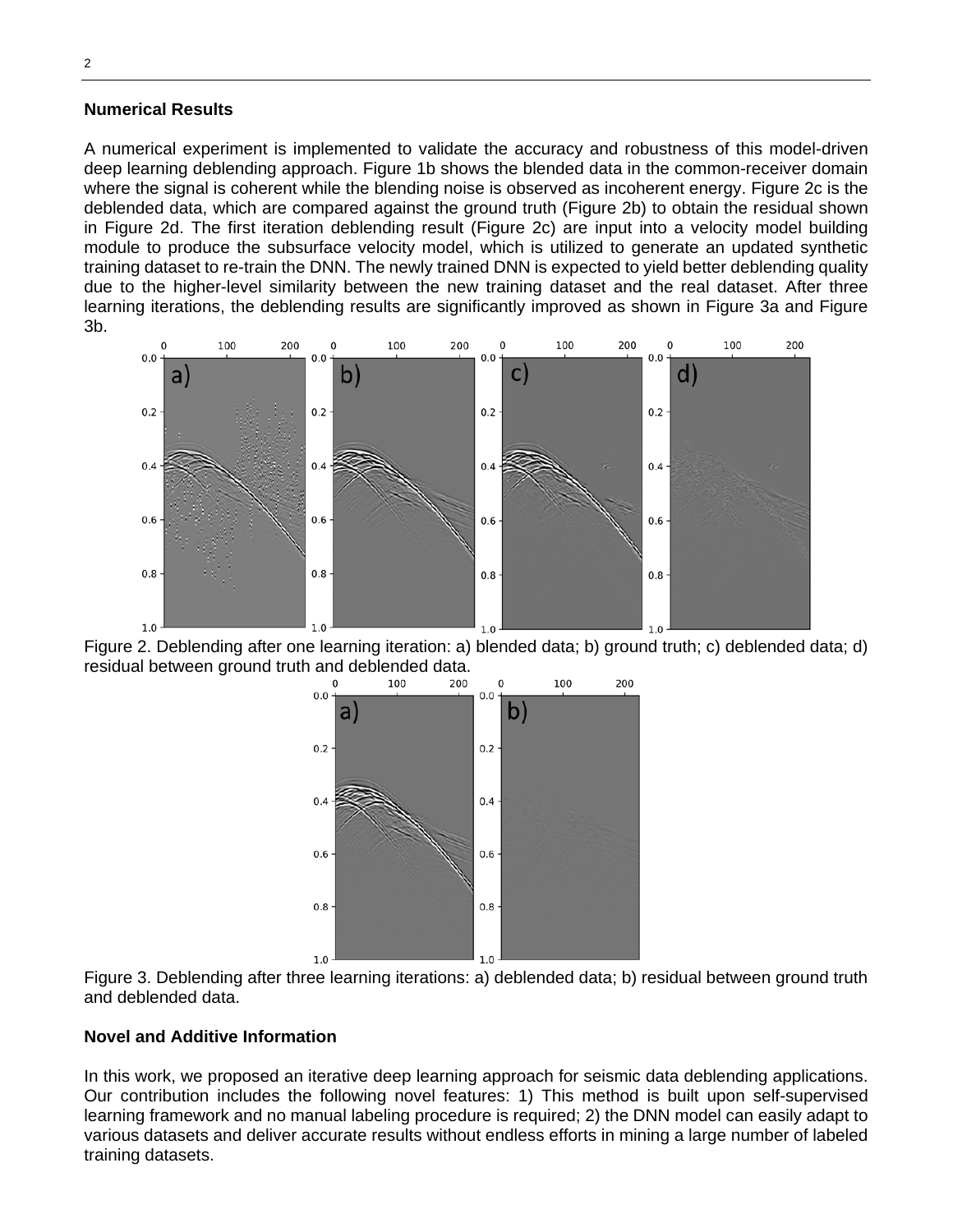## Numerical Results

A numerical experiment is implemented to validate the accuracy and robustness of this model-driven deep learning deblending approach. Figure 1b shows the blended data in the common-receiver domain where the signal is coherent while the blending noise is observed as incoherent energy. Figure 2c is the deblended data, which are compared against the ground truth (Figure 2b) to obtain the residual shown in Figure 2d. The first iteration deblending result (Figure 2c) are input into a velocity model building module to produce the subsurface velocity model, which is utilized to generate an updated synthetic training dataset to re-train the DNN. The newly trained DNN is expected to yield better deblending quality due to the higher-level similarity between the new training dataset and the real dataset. After three learning iterations, the deblending results are significantly improved as shown in Figure 3a and Figure 3b.

Figure 2. Deblending after one learning iteration: a) blended data; b) ground truth; c) deblended data; d) residual between ground truth and deblended data.

Figure 3. Deblending after three learning iterations: a) deblended data; b) residual between ground truth and deblended data.

## Novel and Additive Information

In this work, we proposed an iterative deep learning approach for seismic data deblending applications. Our contribution includes the following novel features: 1) This method is built upon self-supervised learning framework and no manual labeling procedure is required; 2) the DNN model can easily adapt to various datasets and deliver accurate results without endless efforts in mining a large number of labeled training datasets.